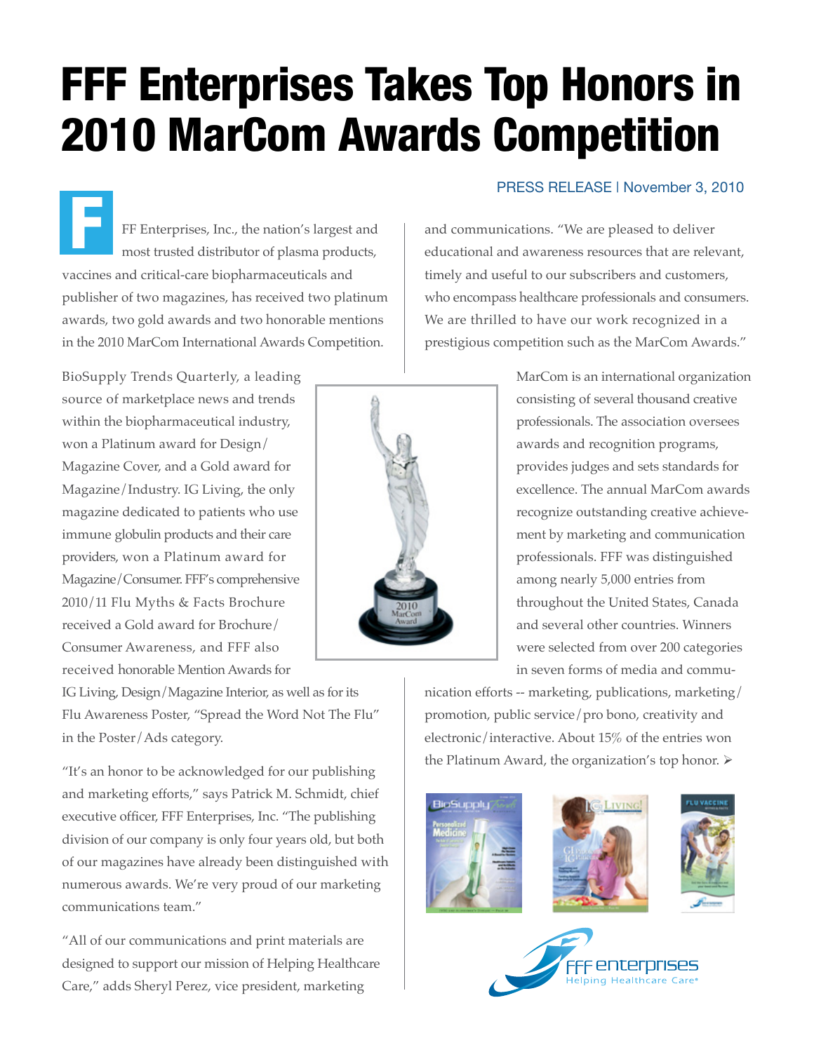# FFF Enterprises Takes Top Honors in 2010 MarCom Awards Competition

PRESS RELEASE | November 3, 2010

FFF Enterprises, Inc., the nation's largest and most trusted distributor of plasma products, vaccines and critical-care biopharmaceuticals and publisher of two magazines, has received two platinum awards, two gold awards and two honorable mentions in the 2010 MarCom International Awards Competition.

BioSupply Trends Quarterly, a leading source of marketplace news and trends within the biopharmaceutical industry, won a Platinum award for Design/Magazine Cover, and a Gold award for Magazine/Industry. IG Living, the only magazine dedicated to patients who use immune globulin products and their care providers, won a Platinum award for Magazine/Consumer. FFF's comprehensive 2010/11 Flu Myths & Facts Brochure received a Gold award for Brochure/Consumer Awareness, and FFF also received honorable Mention Awards for IG Living, Design/Magazine Interior, as well as for its Flu Awareness Poster, "Spread the Word Not The Flu" in the Poster/Ads category.

"It's an honor to be acknowledged for our publishing and marketing efforts," says Patrick M. Schmidt, chief executive officer, FFF Enterprises, Inc. "The publishing division of our company is only four years old, but both of our magazines have already been distinguished with numerous awards. We're very proud of our marketing communications team."

"All of our communications and print materials are designed to support our mission of Helping Healthcare Care," adds Sheryl Perez, vice president, marketing and communications. "We are pleased to deliver educational and awareness resources that are relevant, timely and useful to our subscribers and customers, who encompass healthcare professionals and consumers. We are thrilled to have our work recognized in a prestigious competition such as the MarCom Awards."

MarCom is an international organization consisting of several thousand creative professionals. The association oversees awards and recognition programs, provides judges and sets standards for excellence. The annual MarCom awards recognize outstanding creative achievement by marketing and communication professionals. FFF was distinguished among nearly 5,000 entries from throughout the United States, Canada and several other countries. Winners were selected from over 200 categories in seven forms of media and communication efforts -- marketing, publications, marketing/promotion, public service/pro bono, creativity and electronic/interactive. About 15% of the entries won the Platinum Award, the organization's top honor. ➢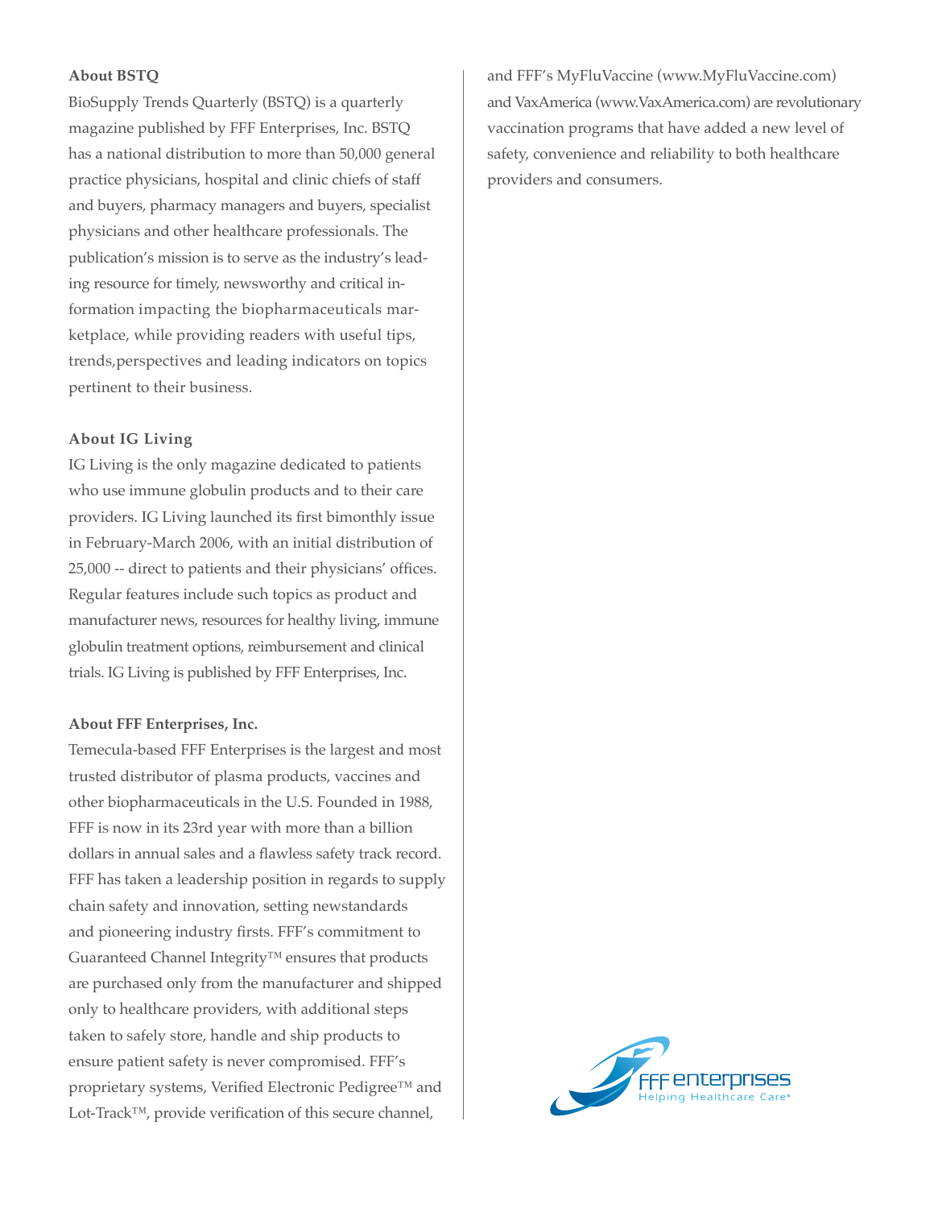**About BSTQ**

BioSupply Trends Quarterly (BSTQ) is a quarterly magazine published by FFF Enterprises, Inc. BSTQ has a national distribution to more than 50,000 general practice physicians, hospital and clinic chiefs of staff and buyers, pharmacy managers and buyers, specialist physicians and other healthcare professionals. The publication's mission is to serve as the industry's leading resource for timely, newsworthy and critical information impacting the biopharmaceuticals marketplace, while providing readers with useful tips, trends,perspectives and leading indicators on topics pertinent to their business.

**About IG Living**

IG Living is the only magazine dedicated to patients who use immune globulin products and to their care providers. IG Living launched its first bimonthly issue in February-March 2006, with an initial distribution of 25,000 -- direct to patients and their physicians' offices. Regular features include such topics as product and manufacturer news, resources for healthy living, immune globulin treatment options, reimbursement and clinical trials. IG Living is published by FFF Enterprises, Inc.

**About FFF Enterprises, Inc.**

Temecula-based FFF Enterprises is the largest and most trusted distributor of plasma products, vaccines and other biopharmaceuticals in the U.S. Founded in 1988, FFF is now in its 23rd year with more than a billion dollars in annual sales and a flawless safety track record. FFF has taken a leadership position in regards to supply chain safety and innovation, setting newstandards and pioneering industry firsts. FFF's commitment to Guaranteed Channel Integrity™ ensures that products are purchased only from the manufacturer and shipped only to healthcare providers, with additional steps taken to safely store, handle and ship products to ensure patient safety is never compromised. FFF's proprietary systems, Verified Electronic Pedigree™ and Lot-Track™, provide verification of this secure channel, and FFF's MyFluVaccine (www.MyFluVaccine.com) and VaxAmerica (www.VaxAmerica.com) are revolutionary vaccination programs that have added a new level of safety, convenience and reliability to both healthcare providers and consumers.

FFF enterprises
Helping Healthcare Care®